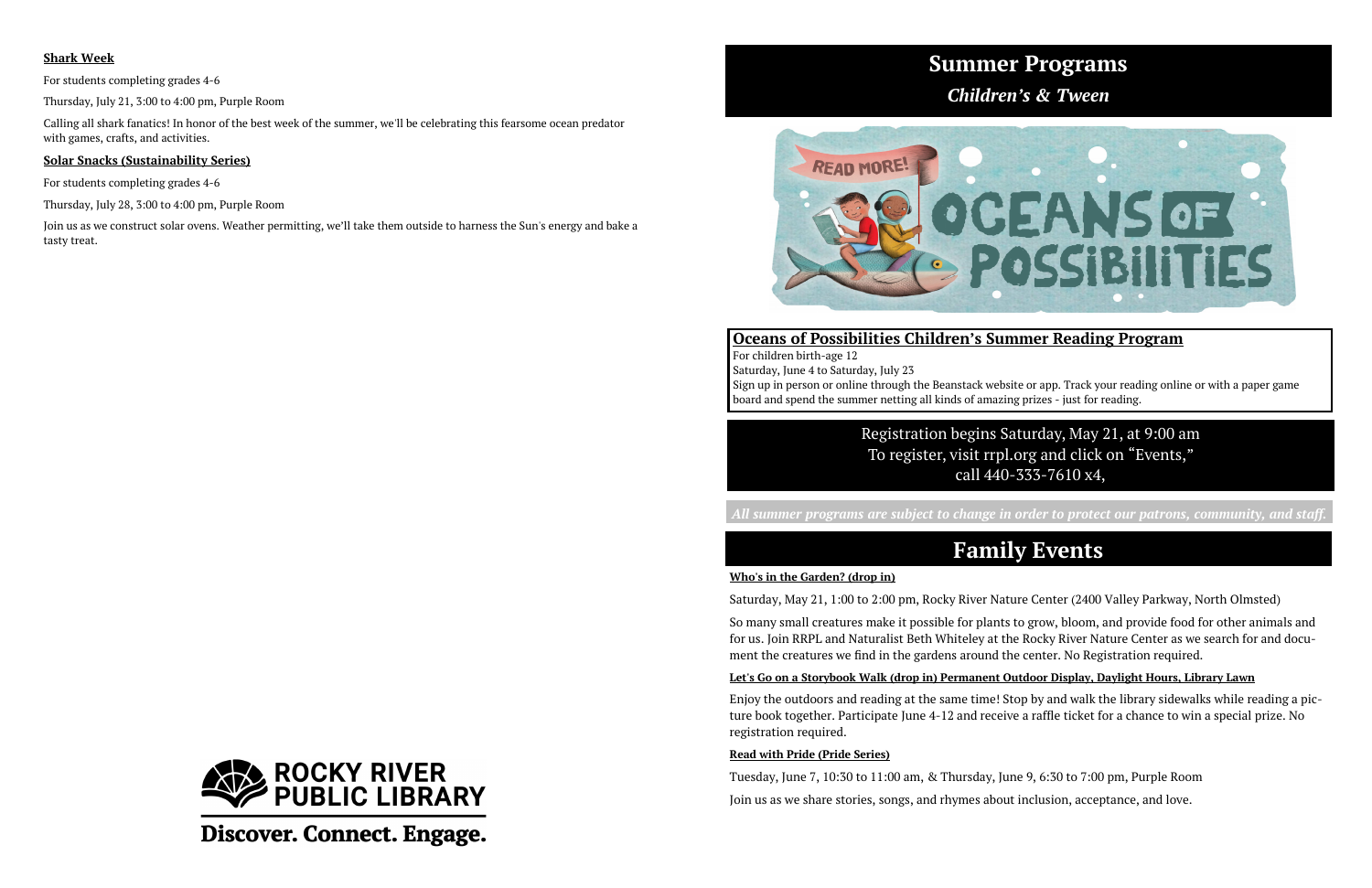**Shark Week**

For students completing grades 4-6

Thursday, July 21, 3:00 to 4:00 pm, Purple Room

Calling all shark fanatics! In honor of the best week of the summer, we'll be celebrating this fearsome ocean predator with games, crafts, and activities.

**Solar Snacks (Sustainability Series)**

For students completing grades 4-6

Thursday, July 28, 3:00 to 4:00 pm, Purple Room

Join us as we construct solar ovens. Weather permitting, we'll take them outside to harness the Sun's energy and bake a tasty treat.

ROCKY RIVER PUBLIC LIBRARY

Discover. Connect. Engage.

# Summer Programs

## *Children's & Tween*

READ MORE!

OCEANS OF POSSIBILITIES

### Oceans of Possibilities Children's Summer Reading Program

For children birth-age 12

Saturday, June 4 to Saturday, July 23

Sign up in person or online through the Beanstack website or app. Track your reading online or with a paper game board and spend the summer netting all kinds of amazing prizes - just for reading.

Registration begins Saturday, May 21, at 9:00 am
To register, visit rrpl.org and click on "Events,"
call 440-333-7610 x4,

***All summer programs are subject to change in order to protect our patrons, community, and staff.***

# Family Events

**Who's in the Garden? (drop in)**

Saturday, May 21, 1:00 to 2:00 pm, Rocky River Nature Center (2400 Valley Parkway, North Olmsted)

So many small creatures make it possible for plants to grow, bloom, and provide food for other animals and for us. Join RRPL and Naturalist Beth Whiteley at the Rocky River Nature Center as we search for and document the creatures we find in the gardens around the center. No Registration required.

**Let's Go on a Storybook Walk (drop in) Permanent Outdoor Display, Daylight Hours, Library Lawn**

Enjoy the outdoors and reading at the same time! Stop by and walk the library sidewalks while reading a picture book together. Participate June 4-12 and receive a raffle ticket for a chance to win a special prize. No registration required.

**Read with Pride (Pride Series)**

Tuesday, June 7, 10:30 to 11:00 am, & Thursday, June 9, 6:30 to 7:00 pm, Purple Room

Join us as we share stories, songs, and rhymes about inclusion, acceptance, and love.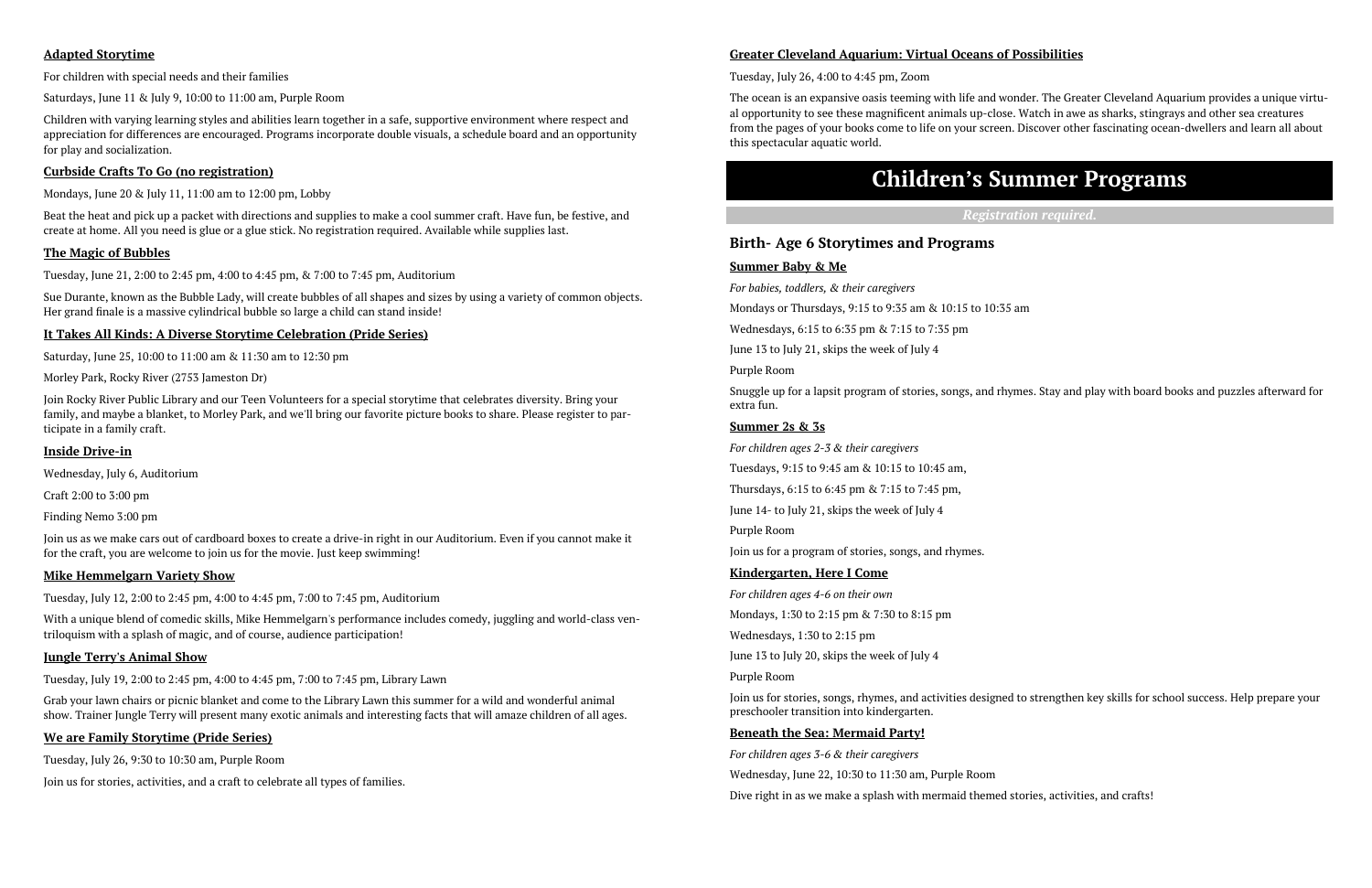### Adapted Storytime

For children with special needs and their families

Saturdays, June 11 & July 9, 10:00 to 11:00 am, Purple Room

Children with varying learning styles and abilities learn together in a safe, supportive environment where respect and appreciation for differences are encouraged. Programs incorporate double visuals, a schedule board and an opportunity for play and socialization.

### Curbside Crafts To Go (no registration)

Mondays, June 20 & July 11, 11:00 am to 12:00 pm, Lobby

Beat the heat and pick up a packet with directions and supplies to make a cool summer craft. Have fun, be festive, and create at home. All you need is glue or a glue stick. No registration required. Available while supplies last.

### The Magic of Bubbles

Tuesday, June 21, 2:00 to 2:45 pm, 4:00 to 4:45 pm, & 7:00 to 7:45 pm, Auditorium

Sue Durante, known as the Bubble Lady, will create bubbles of all shapes and sizes by using a variety of common objects. Her grand finale is a massive cylindrical bubble so large a child can stand inside!

### It Takes All Kinds: A Diverse Storytime Celebration (Pride Series)

Saturday, June 25, 10:00 to 11:00 am & 11:30 am to 12:30 pm

Morley Park, Rocky River (2753 Jameston Dr)

Join Rocky River Public Library and our Teen Volunteers for a special storytime that celebrates diversity. Bring your family, and maybe a blanket, to Morley Park, and we'll bring our favorite picture books to share. Please register to participate in a family craft.

### Inside Drive-in

Wednesday, July 6, Auditorium

Craft 2:00 to 3:00 pm

Finding Nemo 3:00 pm

Join us as we make cars out of cardboard boxes to create a drive-in right in our Auditorium. Even if you cannot make it for the craft, you are welcome to join us for the movie. Just keep swimming!

### Mike Hemmelgarn Variety Show

Tuesday, July 12, 2:00 to 2:45 pm, 4:00 to 4:45 pm, 7:00 to 7:45 pm, Auditorium

With a unique blend of comedic skills, Mike Hemmelgarn's performance includes comedy, juggling and world-class ventriloquism with a splash of magic, and of course, audience participation!

### Jungle Terry's Animal Show

Tuesday, July 19, 2:00 to 2:45 pm, 4:00 to 4:45 pm, 7:00 to 7:45 pm, Library Lawn

Grab your lawn chairs or picnic blanket and come to the Library Lawn this summer for a wild and wonderful animal show. Trainer Jungle Terry will present many exotic animals and interesting facts that will amaze children of all ages.

### We are Family Storytime (Pride Series)

Tuesday, July 26, 9:30 to 10:30 am, Purple Room

Join us for stories, activities, and a craft to celebrate all types of families.

### Greater Cleveland Aquarium: Virtual Oceans of Possibilities

Tuesday, July 26, 4:00 to 4:45 pm, Zoom

The ocean is an expansive oasis teeming with life and wonder. The Greater Cleveland Aquarium provides a unique virtual opportunity to see these magnificent animals up-close. Watch in awe as sharks, stingrays and other sea creatures from the pages of your books come to life on your screen. Discover other fascinating ocean-dwellers and learn all about this spectacular aquatic world.

# Children's Summer Programs

*Registration required.*

## Birth- Age 6 Storytimes and Programs

### Summer Baby & Me

*For babies, toddlers, & their caregivers*

Mondays or Thursdays, 9:15 to 9:35 am & 10:15 to 10:35 am

Wednesdays, 6:15 to 6:35 pm & 7:15 to 7:35 pm

June 13 to July 21, skips the week of July 4

Purple Room

Snuggle up for a lapsit program of stories, songs, and rhymes. Stay and play with board books and puzzles afterward for extra fun.

### Summer 2s & 3s

*For children ages 2-3 & their caregivers*

Tuesdays, 9:15 to 9:45 am & 10:15 to 10:45 am,

Thursdays, 6:15 to 6:45 pm & 7:15 to 7:45 pm,

June 14- to July 21, skips the week of July 4

Purple Room

Join us for a program of stories, songs, and rhymes.

### Kindergarten, Here I Come

*For children ages 4-6 on their own*

Mondays, 1:30 to 2:15 pm & 7:30 to 8:15 pm

Wednesdays, 1:30 to 2:15 pm

June 13 to July 20, skips the week of July 4

Purple Room

Join us for stories, songs, rhymes, and activities designed to strengthen key skills for school success. Help prepare your preschooler transition into kindergarten.

### Beneath the Sea: Mermaid Party!

*For children ages 3-6 & their caregivers*

Wednesday, June 22, 10:30 to 11:30 am, Purple Room

Dive right in as we make a splash with mermaid themed stories, activities, and crafts!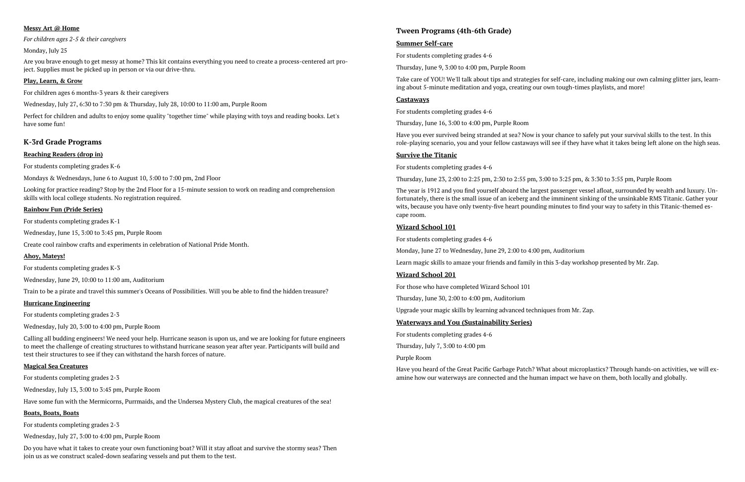#### Messy Art @ Home

*For children ages 2-5 & their caregivers*

Monday, July 25

Are you brave enough to get messy at home? This kit contains everything you need to create a process-centered art project. Supplies must be picked up in person or via our drive-thru.

#### Play, Learn, & Grow

For children ages 6 months-3 years & their caregivers

Wednesday, July 27, 6:30 to 7:30 pm & Thursday, July 28, 10:00 to 11:00 am, Purple Room

Perfect for children and adults to enjoy some quality "together time" while playing with toys and reading books. Let's have some fun!

### K-3rd Grade Programs

#### Reaching Readers (drop in)

For students completing grades K-6

Mondays & Wednesdays, June 6 to August 10, 5:00 to 7:00 pm, 2nd Floor

Looking for practice reading? Stop by the 2nd Floor for a 15-minute session to work on reading and comprehension skills with local college students. No registration required.

#### Rainbow Fun (Pride Series)

For students completing grades K-1

Wednesday, June 15, 3:00 to 3:45 pm, Purple Room

Create cool rainbow crafts and experiments in celebration of National Pride Month.

#### Ahoy, Mateys!

For students completing grades K-3

Wednesday, June 29, 10:00 to 11:00 am, Auditorium

Train to be a pirate and travel this summer's Oceans of Possibilities. Will you be able to find the hidden treasure?

#### Hurricane Engineering

For students completing grades 2-3

Wednesday, July 20, 3:00 to 4:00 pm, Purple Room

Calling all budding engineers! We need your help. Hurricane season is upon us, and we are looking for future engineers to meet the challenge of creating structures to withstand hurricane season year after year. Participants will build and test their structures to see if they can withstand the harsh forces of nature.

#### Magical Sea Creatures

For students completing grades 2-3

Wednesday, July 13, 3:00 to 3:45 pm, Purple Room

Have some fun with the Mermicorns, Purrmaids, and the Undersea Mystery Club, the magical creatures of the sea!

#### Boats, Boats, Boats

For students completing grades 2-3

Wednesday, July 27, 3:00 to 4:00 pm, Purple Room

Do you have what it takes to create your own functioning boat? Will it stay afloat and survive the stormy seas? Then join us as we construct scaled-down seafaring vessels and put them to the test.

### Tween Programs (4th-6th Grade)

#### Summer Self-care

For students completing grades 4-6

Thursday, June 9, 3:00 to 4:00 pm, Purple Room

Take care of YOU! We'll talk about tips and strategies for self-care, including making our own calming glitter jars, learning about 5-minute meditation and yoga, creating our own tough-times playlists, and more!

#### Castaways

For students completing grades 4-6

Thursday, June 16, 3:00 to 4:00 pm, Purple Room

Have you ever survived being stranded at sea? Now is your chance to safely put your survival skills to the test. In this role-playing scenario, you and your fellow castaways will see if they have what it takes being left alone on the high seas.

#### Survive the Titanic

For students completing grades 4-6

Thursday, June 23, 2:00 to 2:25 pm, 2:30 to 2:55 pm, 3:00 to 3:25 pm, & 3:30 to 3:55 pm, Purple Room

The year is 1912 and you find yourself aboard the largest passenger vessel afloat, surrounded by wealth and luxury. Unfortunately, there is the small issue of an iceberg and the imminent sinking of the unsinkable RMS Titanic. Gather your wits, because you have only twenty-five heart pounding minutes to find your way to safety in this Titanic-themed escape room.

#### Wizard School 101

For students completing grades 4-6

Monday, June 27 to Wednesday, June 29, 2:00 to 4:00 pm, Auditorium

Learn magic skills to amaze your friends and family in this 3-day workshop presented by Mr. Zap.

#### Wizard School 201

For those who have completed Wizard School 101

Thursday, June 30, 2:00 to 4:00 pm, Auditorium

Upgrade your magic skills by learning advanced techniques from Mr. Zap.

#### Waterways and You (Sustainability Series)

For students completing grades 4-6

Thursday, July 7, 3:00 to 4:00 pm

Purple Room

Have you heard of the Great Pacific Garbage Patch? What about microplastics? Through hands-on activities, we will examine how our waterways are connected and the human impact we have on them, both locally and globally.